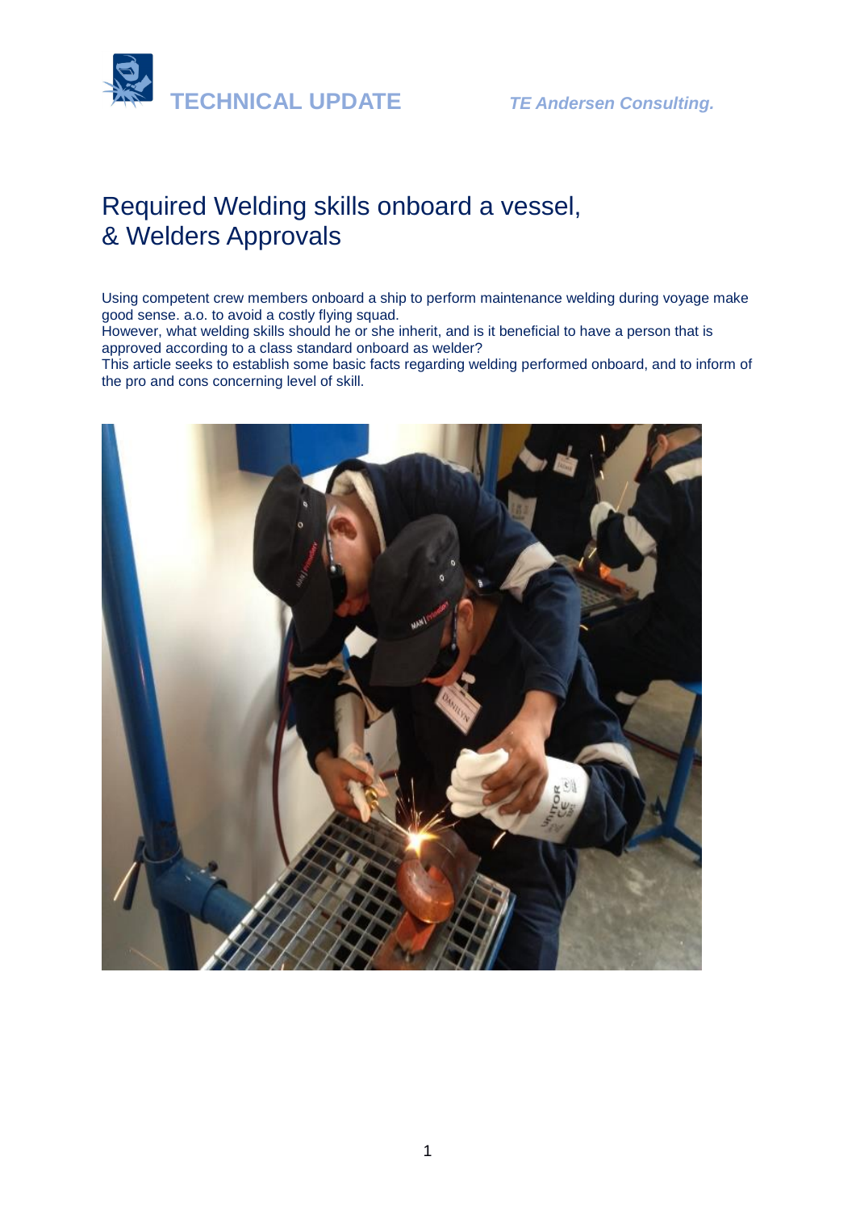TECHNICAL UPDATE *TE Andersen Consulting.*

# Required Welding skills onboard a vessel, & Welders Approvals

Using competent crew members onboard a ship to perform maintenance welding during voyage make good sense. a.o. to avoid a costly flying squad.
However, what welding skills should he or she inherit, and is it beneficial to have a person that is approved according to a class standard onboard as welder?
This article seeks to establish some basic facts regarding welding performed onboard, and to inform of the pro and cons concerning level of skill.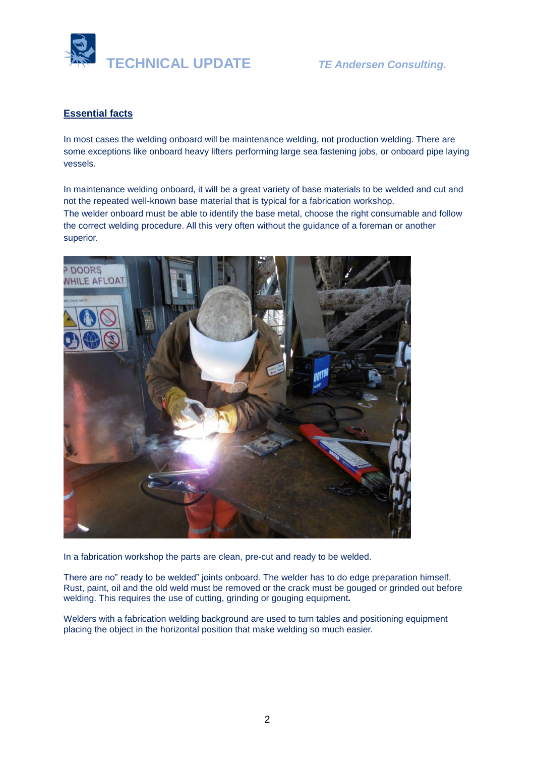## Essential facts

In most cases the welding onboard will be maintenance welding, not production welding. There are some exceptions like onboard heavy lifters performing large sea fastening jobs, or onboard pipe laying vessels.

In maintenance welding onboard, it will be a great variety of base materials to be welded and cut and not the repeated well-known base material that is typical for a fabrication workshop.
The welder onboard must be able to identify the base metal, choose the right consumable and follow the correct welding procedure. All this very often without the guidance of a foreman or another superior.

In a fabrication workshop the parts are clean, pre-cut and ready to be welded.

There are no" ready to be welded" joints onboard. The welder has to do edge preparation himself. Rust, paint, oil and the old weld must be removed or the crack must be gouged or grinded out before welding. This requires the use of cutting, grinding or gouging equipment.

Welders with a fabrication welding background are used to turn tables and positioning equipment placing the object in the horizontal position that make welding so much easier.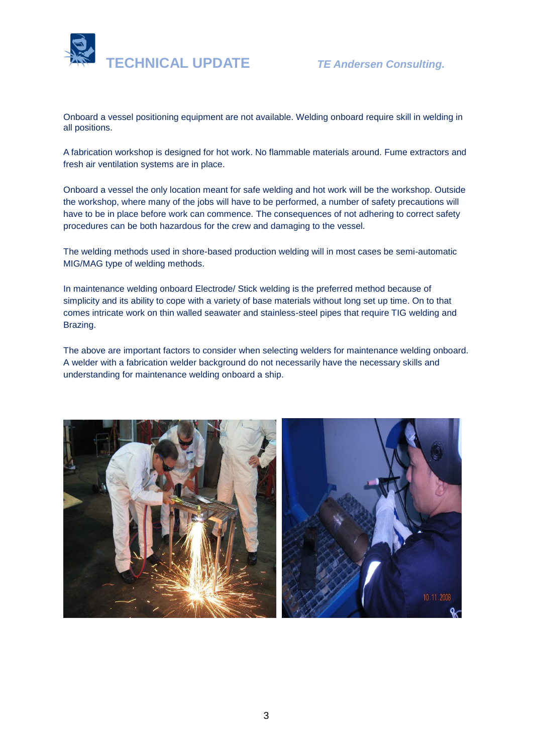Onboard a vessel positioning equipment are not available. Welding onboard require skill in welding in all positions.

A fabrication workshop is designed for hot work. No flammable materials around. Fume extractors and fresh air ventilation systems are in place.

Onboard a vessel the only location meant for safe welding and hot work will be the workshop. Outside the workshop, where many of the jobs will have to be performed, a number of safety precautions will have to be in place before work can commence. The consequences of not adhering to correct safety procedures can be both hazardous for the crew and damaging to the vessel.

The welding methods used in shore-based production welding will in most cases be semi-automatic MIG/MAG type of welding methods.

In maintenance welding onboard Electrode/ Stick welding is the preferred method because of simplicity and its ability to cope with a variety of base materials without long set up time. On to that comes intricate work on thin walled seawater and stainless-steel pipes that require TIG welding and Brazing.

The above are important factors to consider when selecting welders for maintenance welding onboard. A welder with a fabrication welder background do not necessarily have the necessary skills and understanding for maintenance welding onboard a ship.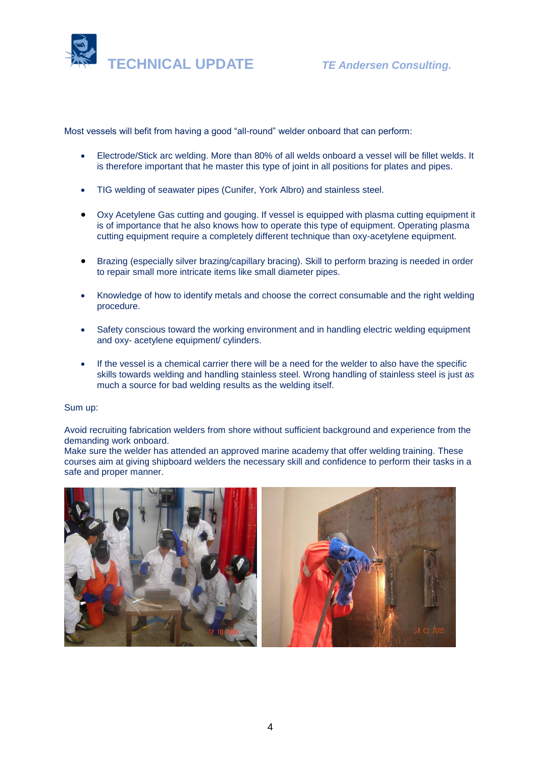Most vessels will befit from having a good "all-round" welder onboard that can perform:

- Electrode/Stick arc welding. More than 80% of all welds onboard a vessel will be fillet welds. It is therefore important that he master this type of joint in all positions for plates and pipes.
- TIG welding of seawater pipes (Cunifer, York Albro) and stainless steel.
- Oxy Acetylene Gas cutting and gouging. If vessel is equipped with plasma cutting equipment it is of importance that he also knows how to operate this type of equipment. Operating plasma cutting equipment require a completely different technique than oxy-acetylene equipment.
- Brazing (especially silver brazing/capillary bracing). Skill to perform brazing is needed in order to repair small more intricate items like small diameter pipes.
- Knowledge of how to identify metals and choose the correct consumable and the right welding procedure.
- Safety conscious toward the working environment and in handling electric welding equipment and oxy- acetylene equipment/ cylinders.
- If the vessel is a chemical carrier there will be a need for the welder to also have the specific skills towards welding and handling stainless steel. Wrong handling of stainless steel is just as much a source for bad welding results as the welding itself.

Sum up:

Avoid recruiting fabrication welders from shore without sufficient background and experience from the demanding work onboard.
Make sure the welder has attended an approved marine academy that offer welding training. These courses aim at giving shipboard welders the necessary skill and confidence to perform their tasks in a safe and proper manner.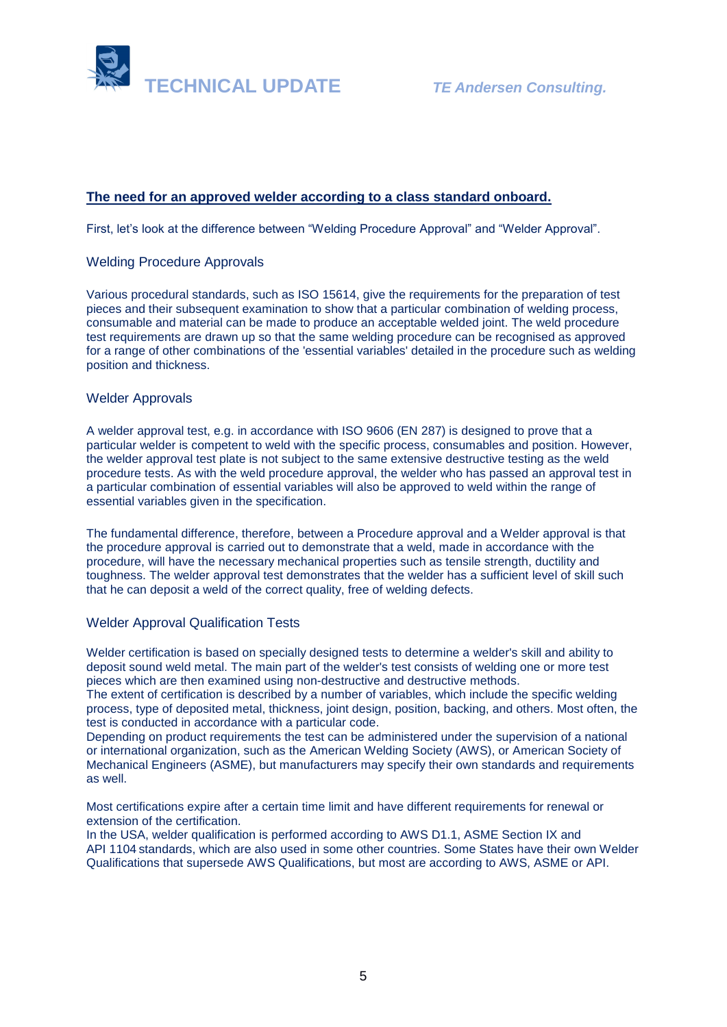## The need for an approved welder according to a class standard onboard.

First, let's look at the difference between "Welding Procedure Approval" and "Welder Approval".

### Welding Procedure Approvals

Various procedural standards, such as ISO 15614, give the requirements for the preparation of test pieces and their subsequent examination to show that a particular combination of welding process, consumable and material can be made to produce an acceptable welded joint. The weld procedure test requirements are drawn up so that the same welding procedure can be recognised as approved for a range of other combinations of the 'essential variables' detailed in the procedure such as welding position and thickness.

### Welder Approvals

A welder approval test, e.g. in accordance with ISO 9606 (EN 287) is designed to prove that a particular welder is competent to weld with the specific process, consumables and position. However, the welder approval test plate is not subject to the same extensive destructive testing as the weld procedure tests. As with the weld procedure approval, the welder who has passed an approval test in a particular combination of essential variables will also be approved to weld within the range of essential variables given in the specification.

The fundamental difference, therefore, between a Procedure approval and a Welder approval is that the procedure approval is carried out to demonstrate that a weld, made in accordance with the procedure, will have the necessary mechanical properties such as tensile strength, ductility and toughness. The welder approval test demonstrates that the welder has a sufficient level of skill such that he can deposit a weld of the correct quality, free of welding defects.

### Welder Approval Qualification Tests

Welder certification is based on specially designed tests to determine a welder's skill and ability to deposit sound weld metal. The main part of the welder's test consists of welding one or more test pieces which are then examined using non-destructive and destructive methods.
The extent of certification is described by a number of variables, which include the specific welding process, type of deposited metal, thickness, joint design, position, backing, and others. Most often, the test is conducted in accordance with a particular code.
Depending on product requirements the test can be administered under the supervision of a national or international organization, such as the American Welding Society (AWS), or American Society of Mechanical Engineers (ASME), but manufacturers may specify their own standards and requirements as well.

Most certifications expire after a certain time limit and have different requirements for renewal or extension of the certification.
In the USA, welder qualification is performed according to AWS D1.1, ASME Section IX and API 1104 standards, which are also used in some other countries. Some States have their own Welder Qualifications that supersede AWS Qualifications, but most are according to AWS, ASME or API.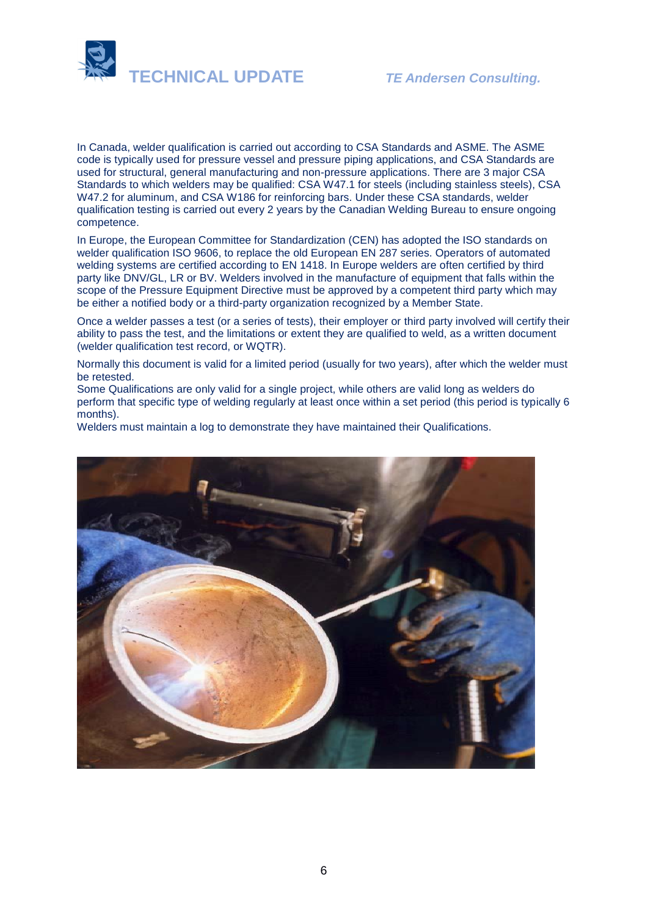In Canada, welder qualification is carried out according to CSA Standards and ASME. The ASME code is typically used for pressure vessel and pressure piping applications, and CSA Standards are used for structural, general manufacturing and non-pressure applications. There are 3 major CSA Standards to which welders may be qualified: CSA W47.1 for steels (including stainless steels), CSA W47.2 for aluminum, and CSA W186 for reinforcing bars. Under these CSA standards, welder qualification testing is carried out every 2 years by the Canadian Welding Bureau to ensure ongoing competence.

In Europe, the European Committee for Standardization (CEN) has adopted the ISO standards on welder qualification ISO 9606, to replace the old European EN 287 series. Operators of automated welding systems are certified according to EN 1418. In Europe welders are often certified by third party like DNV/GL, LR or BV. Welders involved in the manufacture of equipment that falls within the scope of the Pressure Equipment Directive must be approved by a competent third party which may be either a notified body or a third-party organization recognized by a Member State.

Once a welder passes a test (or a series of tests), their employer or third party involved will certify their ability to pass the test, and the limitations or extent they are qualified to weld, as a written document (welder qualification test record, or WQTR).

Normally this document is valid for a limited period (usually for two years), after which the welder must be retested.
Some Qualifications are only valid for a single project, while others are valid long as welders do perform that specific type of welding regularly at least once within a set period (this period is typically 6 months).
Welders must maintain a log to demonstrate they have maintained their Qualifications.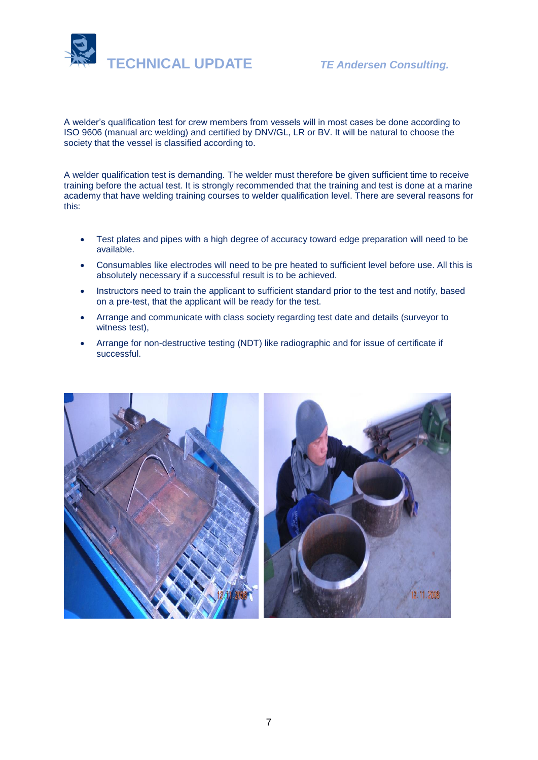A welder's qualification test for crew members from vessels will in most cases be done according to ISO 9606 (manual arc welding) and certified by DNV/GL, LR or BV. It will be natural to choose the society that the vessel is classified according to.

A welder qualification test is demanding. The welder must therefore be given sufficient time to receive training before the actual test. It is strongly recommended that the training and test is done at a marine academy that have welding training courses to welder qualification level. There are several reasons for this:

- Test plates and pipes with a high degree of accuracy toward edge preparation will need to be available.
- Consumables like electrodes will need to be pre heated to sufficient level before use. All this is absolutely necessary if a successful result is to be achieved.
- Instructors need to train the applicant to sufficient standard prior to the test and notify, based on a pre-test, that the applicant will be ready for the test.
- Arrange and communicate with class society regarding test date and details (surveyor to witness test),
- Arrange for non-destructive testing (NDT) like radiographic and for issue of certificate if successful.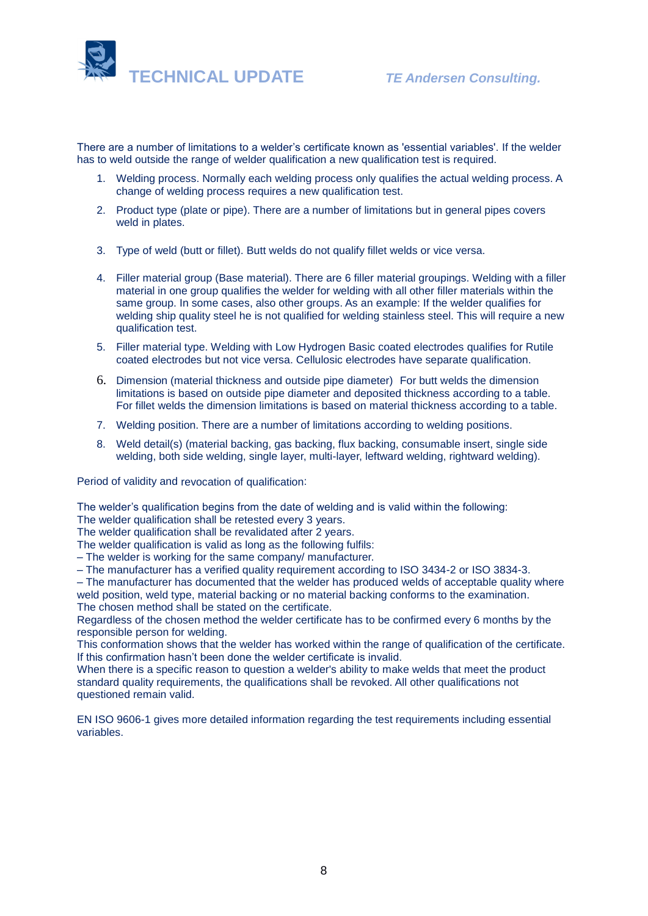There are a number of limitations to a welder's certificate known as 'essential variables'. If the welder has to weld outside the range of welder qualification a new qualification test is required.

1. Welding process. Normally each welding process only qualifies the actual welding process. A change of welding process requires a new qualification test.
2. Product type (plate or pipe). There are a number of limitations but in general pipes covers weld in plates.
3. Type of weld (butt or fillet). Butt welds do not qualify fillet welds or vice versa.
4. Filler material group (Base material). There are 6 filler material groupings. Welding with a filler material in one group qualifies the welder for welding with all other filler materials within the same group. In some cases, also other groups. As an example: If the welder qualifies for welding ship quality steel he is not qualified for welding stainless steel. This will require a new qualification test.
5. Filler material type. Welding with Low Hydrogen Basic coated electrodes qualifies for Rutile coated electrodes but not vice versa. Cellulosic electrodes have separate qualification.
6. Dimension (material thickness and outside pipe diameter) For butt welds the dimension limitations is based on outside pipe diameter and deposited thickness according to a table. For fillet welds the dimension limitations is based on material thickness according to a table.
7. Welding position. There are a number of limitations according to welding positions.
8. Weld detail(s) (material backing, gas backing, flux backing, consumable insert, single side welding, both side welding, single layer, multi-layer, leftward welding, rightward welding).

Period of validity and revocation of qualification:

The welder's qualification begins from the date of welding and is valid within the following:
The welder qualification shall be retested every 3 years.
The welder qualification shall be revalidated after 2 years.
The welder qualification is valid as long as the following fulfils:
– The welder is working for the same company/ manufacturer.
– The manufacturer has a verified quality requirement according to ISO 3434-2 or ISO 3834-3.
– The manufacturer has documented that the welder has produced welds of acceptable quality where weld position, weld type, material backing or no material backing conforms to the examination.
The chosen method shall be stated on the certificate.
Regardless of the chosen method the welder certificate has to be confirmed every 6 months by the responsible person for welding.
This conformation shows that the welder has worked within the range of qualification of the certificate. If this confirmation hasn't been done the welder certificate is invalid.
When there is a specific reason to question a welder's ability to make welds that meet the product standard quality requirements, the qualifications shall be revoked. All other qualifications not questioned remain valid.

EN ISO 9606-1 gives more detailed information regarding the test requirements including essential variables.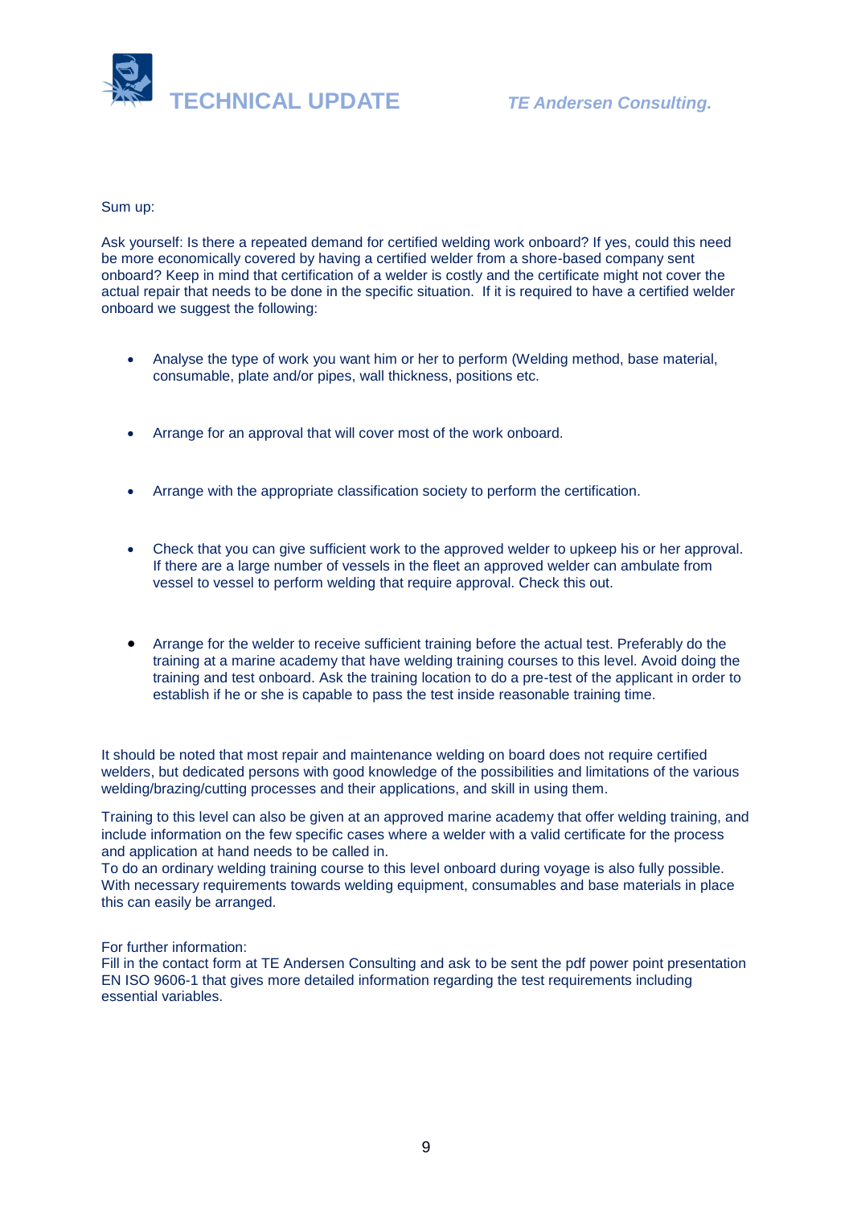Sum up:

Ask yourself: Is there a repeated demand for certified welding work onboard? If yes, could this need be more economically covered by having a certified welder from a shore-based company sent onboard? Keep in mind that certification of a welder is costly and the certificate might not cover the actual repair that needs to be done in the specific situation. If it is required to have a certified welder onboard we suggest the following:

- Analyse the type of work you want him or her to perform (Welding method, base material, consumable, plate and/or pipes, wall thickness, positions etc.

- Arrange for an approval that will cover most of the work onboard.

- Arrange with the appropriate classification society to perform the certification.

- Check that you can give sufficient work to the approved welder to upkeep his or her approval. If there are a large number of vessels in the fleet an approved welder can ambulate from vessel to vessel to perform welding that require approval. Check this out.

- Arrange for the welder to receive sufficient training before the actual test. Preferably do the training at a marine academy that have welding training courses to this level. Avoid doing the training and test onboard. Ask the training location to do a pre-test of the applicant in order to establish if he or she is capable to pass the test inside reasonable training time.

It should be noted that most repair and maintenance welding on board does not require certified welders, but dedicated persons with good knowledge of the possibilities and limitations of the various welding/brazing/cutting processes and their applications, and skill in using them.

Training to this level can also be given at an approved marine academy that offer welding training, and include information on the few specific cases where a welder with a valid certificate for the process and application at hand needs to be called in.
To do an ordinary welding training course to this level onboard during voyage is also fully possible. With necessary requirements towards welding equipment, consumables and base materials in place this can easily be arranged.

For further information:
Fill in the contact form at TE Andersen Consulting and ask to be sent the pdf power point presentation EN ISO 9606-1 that gives more detailed information regarding the test requirements including essential variables.